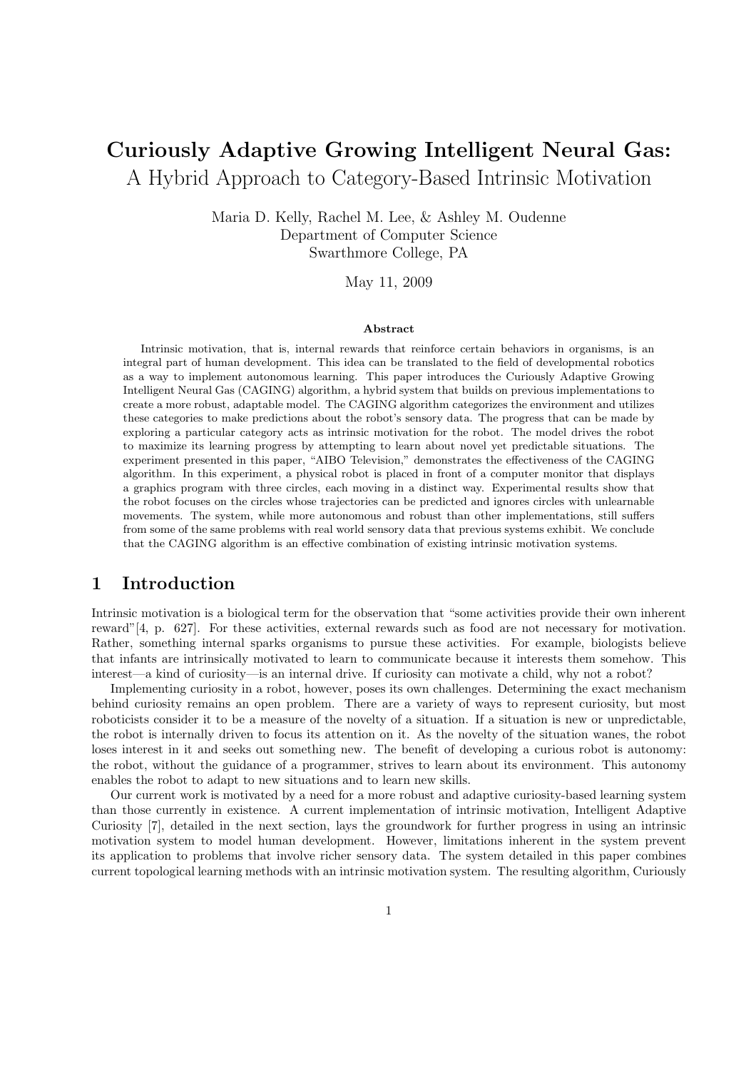# Curiously Adaptive Growing Intelligent Neural Gas:

## A Hybrid Approach to Category-Based Intrinsic Motivation

Maria D. Kelly, Rachel M. Lee, & Ashley M. Oudenne
Department of Computer Science
Swarthmore College, PA

May 11, 2009

### Abstract

Intrinsic motivation, that is, internal rewards that reinforce certain behaviors in organisms, is an integral part of human development. This idea can be translated to the field of developmental robotics as a way to implement autonomous learning. This paper introduces the Curiously Adaptive Growing Intelligent Neural Gas (CAGING) algorithm, a hybrid system that builds on previous implementations to create a more robust, adaptable model. The CAGING algorithm categorizes the environment and utilizes these categories to make predictions about the robot's sensory data. The progress that can be made by exploring a particular category acts as intrinsic motivation for the robot. The model drives the robot to maximize its learning progress by attempting to learn about novel yet predictable situations. The experiment presented in this paper, "AIBO Television," demonstrates the effectiveness of the CAGING algorithm. In this experiment, a physical robot is placed in front of a computer monitor that displays a graphics program with three circles, each moving in a distinct way. Experimental results show that the robot focuses on the circles whose trajectories can be predicted and ignores circles with unlearnable movements. The system, while more autonomous and robust than other implementations, still suffers from some of the same problems with real world sensory data that previous systems exhibit. We conclude that the CAGING algorithm is an effective combination of existing intrinsic motivation systems.

## 1 Introduction

Intrinsic motivation is a biological term for the observation that "some activities provide their own inherent reward"[4, p. 627]. For these activities, external rewards such as food are not necessary for motivation. Rather, something internal sparks organisms to pursue these activities. For example, biologists believe that infants are intrinsically motivated to learn to communicate because it interests them somehow. This interest—a kind of curiosity—is an internal drive. If curiosity can motivate a child, why not a robot?

Implementing curiosity in a robot, however, poses its own challenges. Determining the exact mechanism behind curiosity remains an open problem. There are a variety of ways to represent curiosity, but most roboticists consider it to be a measure of the novelty of a situation. If a situation is new or unpredictable, the robot is internally driven to focus its attention on it. As the novelty of the situation wanes, the robot loses interest in it and seeks out something new. The benefit of developing a curious robot is autonomy: the robot, without the guidance of a programmer, strives to learn about its environment. This autonomy enables the robot to adapt to new situations and to learn new skills.

Our current work is motivated by a need for a more robust and adaptive curiosity-based learning system than those currently in existence. A current implementation of intrinsic motivation, Intelligent Adaptive Curiosity [7], detailed in the next section, lays the groundwork for further progress in using an intrinsic motivation system to model human development. However, limitations inherent in the system prevent its application to problems that involve richer sensory data. The system detailed in this paper combines current topological learning methods with an intrinsic motivation system. The resulting algorithm, Curiously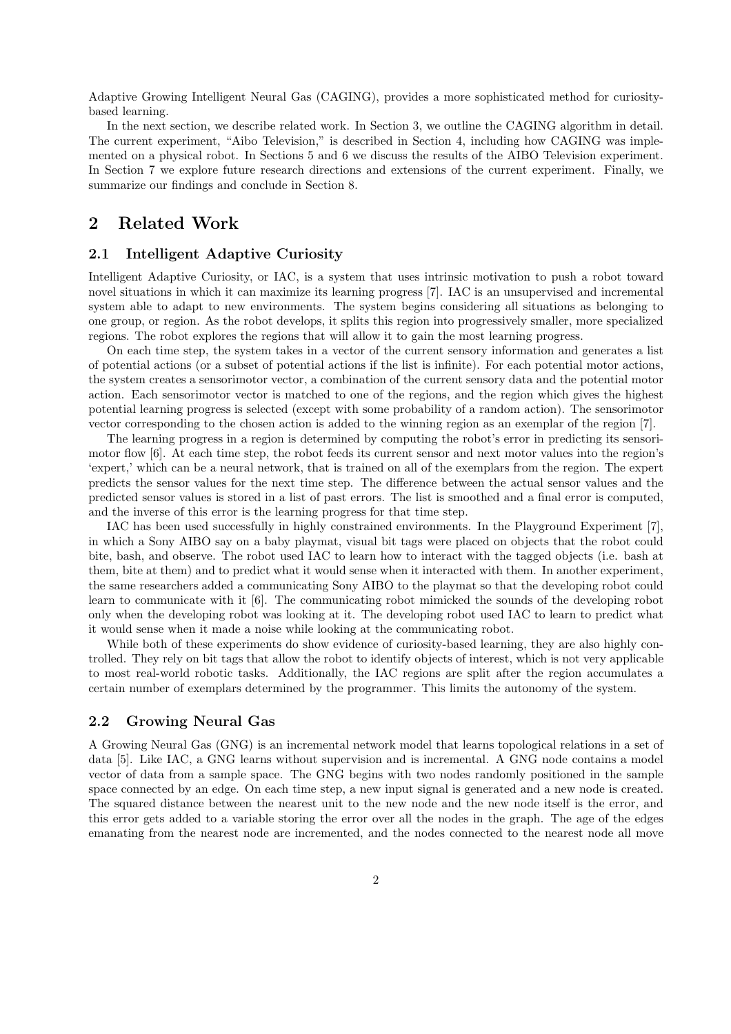Adaptive Growing Intelligent Neural Gas (CAGING), provides a more sophisticated method for curiosity-based learning.

In the next section, we describe related work. In Section 3, we outline the CAGING algorithm in detail. The current experiment, "Aibo Television," is described in Section 4, including how CAGING was implemented on a physical robot. In Sections 5 and 6 we discuss the results of the AIBO Television experiment. In Section 7 we explore future research directions and extensions of the current experiment. Finally, we summarize our findings and conclude in Section 8.

## 2 Related Work

### 2.1 Intelligent Adaptive Curiosity

Intelligent Adaptive Curiosity, or IAC, is a system that uses intrinsic motivation to push a robot toward novel situations in which it can maximize its learning progress [7]. IAC is an unsupervised and incremental system able to adapt to new environments. The system begins considering all situations as belonging to one group, or region. As the robot develops, it splits this region into progressively smaller, more specialized regions. The robot explores the regions that will allow it to gain the most learning progress.

On each time step, the system takes in a vector of the current sensory information and generates a list of potential actions (or a subset of potential actions if the list is infinite). For each potential motor actions, the system creates a sensorimotor vector, a combination of the current sensory data and the potential motor action. Each sensorimotor vector is matched to one of the regions, and the region which gives the highest potential learning progress is selected (except with some probability of a random action). The sensorimotor vector corresponding to the chosen action is added to the winning region as an exemplar of the region [7].

The learning progress in a region is determined by computing the robot's error in predicting its sensorimotor flow [6]. At each time step, the robot feeds its current sensor and next motor values into the region's 'expert,' which can be a neural network, that is trained on all of the exemplars from the region. The expert predicts the sensor values for the next time step. The difference between the actual sensor values and the predicted sensor values is stored in a list of past errors. The list is smoothed and a final error is computed, and the inverse of this error is the learning progress for that time step.

IAC has been used successfully in highly constrained environments. In the Playground Experiment [7], in which a Sony AIBO say on a baby playmat, visual bit tags were placed on objects that the robot could bite, bash, and observe. The robot used IAC to learn how to interact with the tagged objects (i.e. bash at them, bite at them) and to predict what it would sense when it interacted with them. In another experiment, the same researchers added a communicating Sony AIBO to the playmat so that the developing robot could learn to communicate with it [6]. The communicating robot mimicked the sounds of the developing robot only when the developing robot was looking at it. The developing robot used IAC to learn to predict what it would sense when it made a noise while looking at the communicating robot.

While both of these experiments do show evidence of curiosity-based learning, they are also highly controlled. They rely on bit tags that allow the robot to identify objects of interest, which is not very applicable to most real-world robotic tasks. Additionally, the IAC regions are split after the region accumulates a certain number of exemplars determined by the programmer. This limits the autonomy of the system.

### 2.2 Growing Neural Gas

A Growing Neural Gas (GNG) is an incremental network model that learns topological relations in a set of data [5]. Like IAC, a GNG learns without supervision and is incremental. A GNG node contains a model vector of data from a sample space. The GNG begins with two nodes randomly positioned in the sample space connected by an edge. On each time step, a new input signal is generated and a new node is created. The squared distance between the nearest unit to the new node and the new node itself is the error, and this error gets added to a variable storing the error over all the nodes in the graph. The age of the edges emanating from the nearest node are incremented, and the nodes connected to the nearest node all move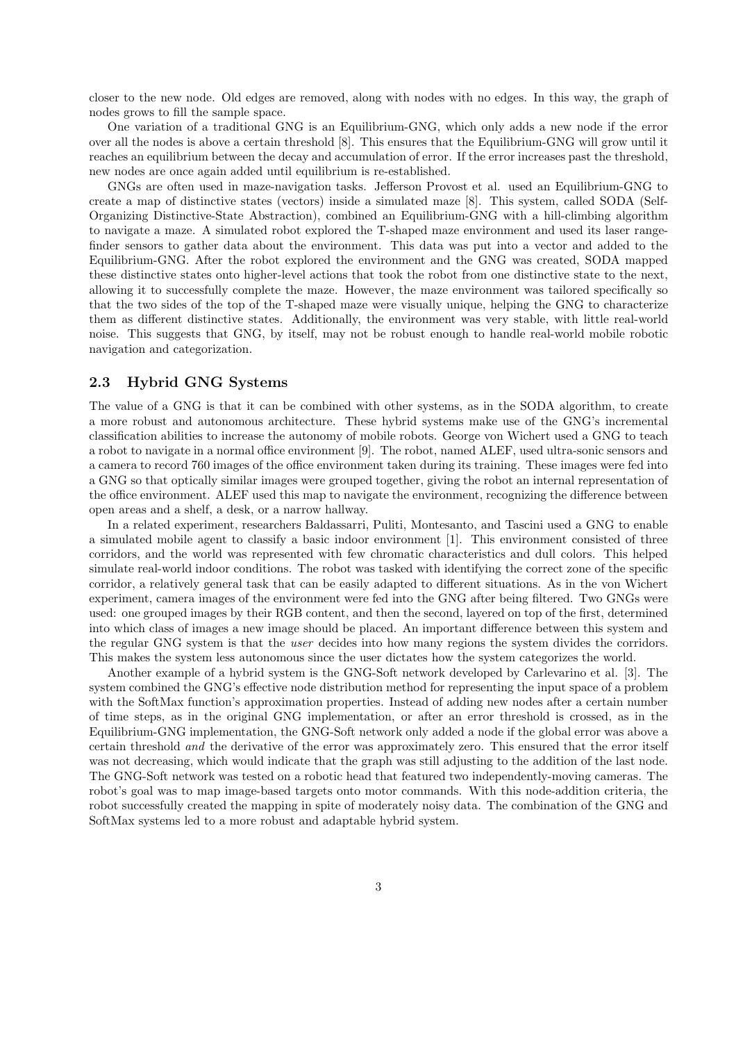closer to the new node. Old edges are removed, along with nodes with no edges. In this way, the graph of nodes grows to fill the sample space.

One variation of a traditional GNG is an Equilibrium-GNG, which only adds a new node if the error over all the nodes is above a certain threshold [8]. This ensures that the Equilibrium-GNG will grow until it reaches an equilibrium between the decay and accumulation of error. If the error increases past the threshold, new nodes are once again added until equilibrium is re-established.

GNGs are often used in maze-navigation tasks. Jefferson Provost et al. used an Equilibrium-GNG to create a map of distinctive states (vectors) inside a simulated maze [8]. This system, called SODA (Self-Organizing Distinctive-State Abstraction), combined an Equilibrium-GNG with a hill-climbing algorithm to navigate a maze. A simulated robot explored the T-shaped maze environment and used its laser rangefinder sensors to gather data about the environment. This data was put into a vector and added to the Equilibrium-GNG. After the robot explored the environment and the GNG was created, SODA mapped these distinctive states onto higher-level actions that took the robot from one distinctive state to the next, allowing it to successfully complete the maze. However, the maze environment was tailored specifically so that the two sides of the top of the T-shaped maze were visually unique, helping the GNG to characterize them as different distinctive states. Additionally, the environment was very stable, with little real-world noise. This suggests that GNG, by itself, may not be robust enough to handle real-world mobile robotic navigation and categorization.

## 2.3 Hybrid GNG Systems

The value of a GNG is that it can be combined with other systems, as in the SODA algorithm, to create a more robust and autonomous architecture. These hybrid systems make use of the GNG's incremental classification abilities to increase the autonomy of mobile robots. George von Wichert used a GNG to teach a robot to navigate in a normal office environment [9]. The robot, named ALEF, used ultra-sonic sensors and a camera to record 760 images of the office environment taken during its training. These images were fed into a GNG so that optically similar images were grouped together, giving the robot an internal representation of the office environment. ALEF used this map to navigate the environment, recognizing the difference between open areas and a shelf, a desk, or a narrow hallway.

In a related experiment, researchers Baldassarri, Puliti, Montesanto, and Tascini used a GNG to enable a simulated mobile agent to classify a basic indoor environment [1]. This environment consisted of three corridors, and the world was represented with few chromatic characteristics and dull colors. This helped simulate real-world indoor conditions. The robot was tasked with identifying the correct zone of the specific corridor, a relatively general task that can be easily adapted to different situations. As in the von Wichert experiment, camera images of the environment were fed into the GNG after being filtered. Two GNGs were used: one grouped images by their RGB content, and then the second, layered on top of the first, determined into which class of images a new image should be placed. An important difference between this system and the regular GNG system is that the *user* decides into how many regions the system divides the corridors. This makes the system less autonomous since the user dictates how the system categorizes the world.

Another example of a hybrid system is the GNG-Soft network developed by Carlevarino et al. [3]. The system combined the GNG's effective node distribution method for representing the input space of a problem with the SoftMax function's approximation properties. Instead of adding new nodes after a certain number of time steps, as in the original GNG implementation, or after an error threshold is crossed, as in the Equilibrium-GNG implementation, the GNG-Soft network only added a node if the global error was above a certain threshold *and* the derivative of the error was approximately zero. This ensured that the error itself was not decreasing, which would indicate that the graph was still adjusting to the addition of the last node. The GNG-Soft network was tested on a robotic head that featured two independently-moving cameras. The robot's goal was to map image-based targets onto motor commands. With this node-addition criteria, the robot successfully created the mapping in spite of moderately noisy data. The combination of the GNG and SoftMax systems led to a more robust and adaptable hybrid system.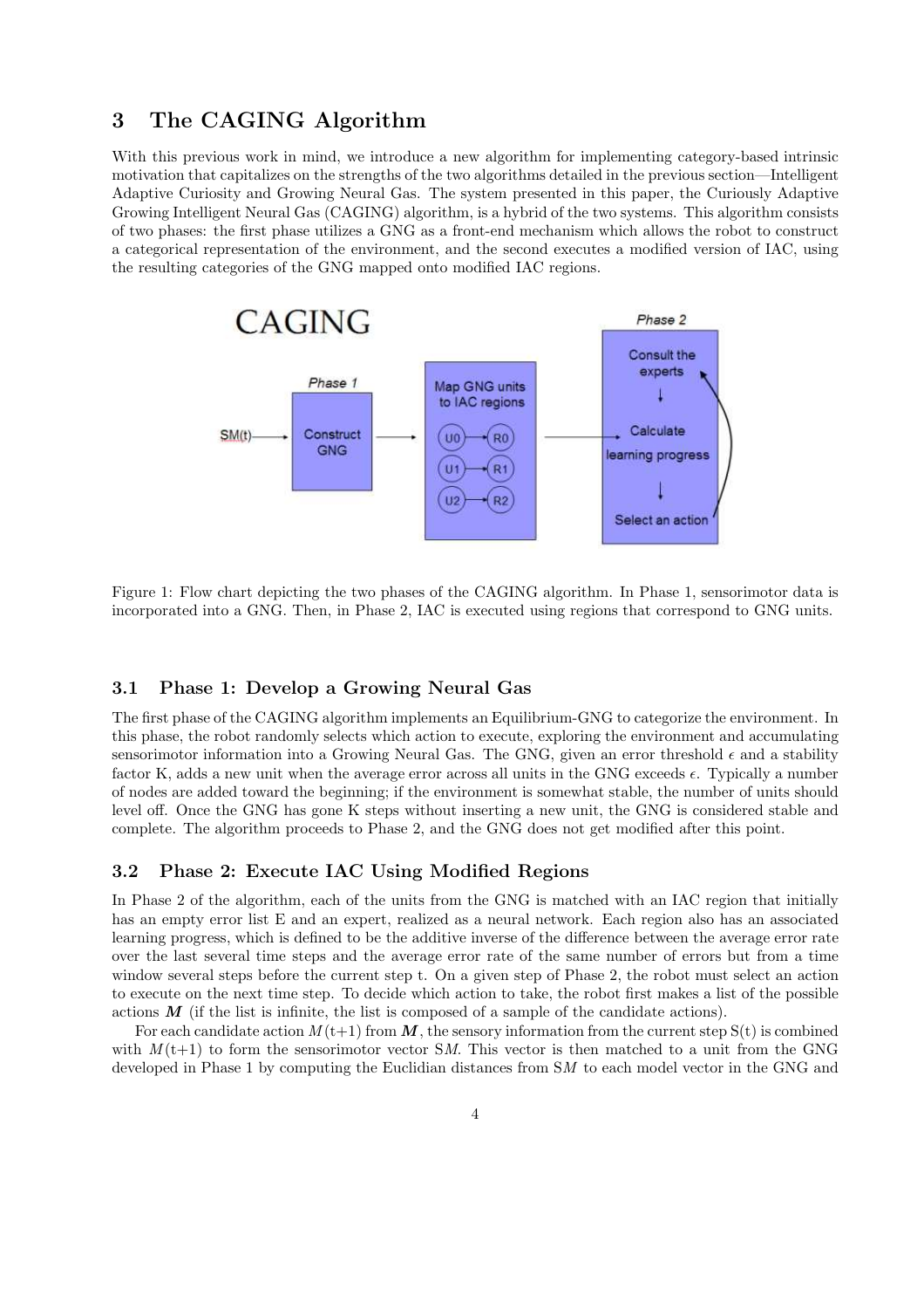## 3 The CAGING Algorithm

With this previous work in mind, we introduce a new algorithm for implementing category-based intrinsic motivation that capitalizes on the strengths of the two algorithms detailed in the previous section—Intelligent Adaptive Curiosity and Growing Neural Gas. The system presented in this paper, the Curiously Adaptive Growing Intelligent Neural Gas (CAGING) algorithm, is a hybrid of the two systems. This algorithm consists of two phases: the first phase utilizes a GNG as a front-end mechanism which allows the robot to construct a categorical representation of the environment, and the second executes a modified version of IAC, using the resulting categories of the GNG mapped onto modified IAC regions.

Figure 1: Flow chart depicting the two phases of the CAGING algorithm. In Phase 1, sensorimotor data is incorporated into a GNG. Then, in Phase 2, IAC is executed using regions that correspond to GNG units.

### 3.1 Phase 1: Develop a Growing Neural Gas

The first phase of the CAGING algorithm implements an Equilibrium-GNG to categorize the environment. In this phase, the robot randomly selects which action to execute, exploring the environment and accumulating sensorimotor information into a Growing Neural Gas. The GNG, given an error threshold $\epsilon$ and a stability factor K, adds a new unit when the average error across all units in the GNG exceeds $\epsilon$. Typically a number of nodes are added toward the beginning; if the environment is somewhat stable, the number of units should level off. Once the GNG has gone K steps without inserting a new unit, the GNG is considered stable and complete. The algorithm proceeds to Phase 2, and the GNG does not get modified after this point.

### 3.2 Phase 2: Execute IAC Using Modified Regions

In Phase 2 of the algorithm, each of the units from the GNG is matched with an IAC region that initially has an empty error list E and an expert, realized as a neural network. Each region also has an associated learning progress, which is defined to be the additive inverse of the difference between the average error rate over the last several time steps and the average error rate of the same number of errors but from a time window several steps before the current step t. On a given step of Phase 2, the robot must select an action to execute on the next time step. To decide which action to take, the robot first makes a list of the possible actions $\boldsymbol{M}$ (if the list is infinite, the list is composed of a sample of the candidate actions).

For each candidate action $M(t+1)$ from $\boldsymbol{M}$, the sensory information from the current step S(t) is combined with $M(t+1)$ to form the sensorimotor vector S$M$. This vector is then matched to a unit from the GNG developed in Phase 1 by computing the Euclidian distances from S$M$ to each model vector in the GNG and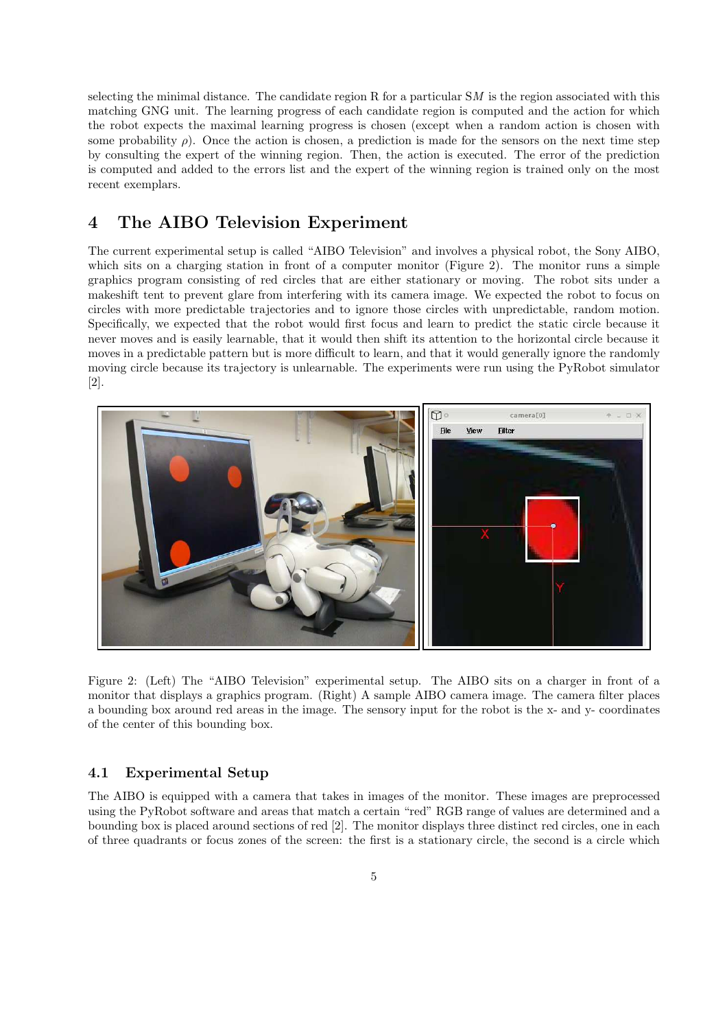selecting the minimal distance. The candidate region R for a particular $SM$ is the region associated with this matching GNG unit. The learning progress of each candidate region is computed and the action for which the robot expects the maximal learning progress is chosen (except when a random action is chosen with some probability $\rho$). Once the action is chosen, a prediction is made for the sensors on the next time step by consulting the expert of the winning region. Then, the action is executed. The error of the prediction is computed and added to the errors list and the expert of the winning region is trained only on the most recent exemplars.

## 4 The AIBO Television Experiment

The current experimental setup is called "AIBO Television" and involves a physical robot, the Sony AIBO, which sits on a charging station in front of a computer monitor (Figure 2). The monitor runs a simple graphics program consisting of red circles that are either stationary or moving. The robot sits under a makeshift tent to prevent glare from interfering with its camera image. We expected the robot to focus on circles with more predictable trajectories and to ignore those circles with unpredictable, random motion. Specifically, we expected that the robot would first focus and learn to predict the static circle because it never moves and is easily learnable, that it would then shift its attention to the horizontal circle because it moves in a predictable pattern but is more difficult to learn, and that it would generally ignore the randomly moving circle because its trajectory is unlearnable. The experiments were run using the PyRobot simulator [2].

Figure 2: (Left) The "AIBO Television" experimental setup. The AIBO sits on a charger in front of a monitor that displays a graphics program. (Right) A sample AIBO camera image. The camera filter places a bounding box around red areas in the image. The sensory input for the robot is the x- and y- coordinates of the center of this bounding box.

### 4.1 Experimental Setup

The AIBO is equipped with a camera that takes in images of the monitor. These images are preprocessed using the PyRobot software and areas that match a certain "red" RGB range of values are determined and a bounding box is placed around sections of red [2]. The monitor displays three distinct red circles, one in each of three quadrants or focus zones of the screen: the first is a stationary circle, the second is a circle which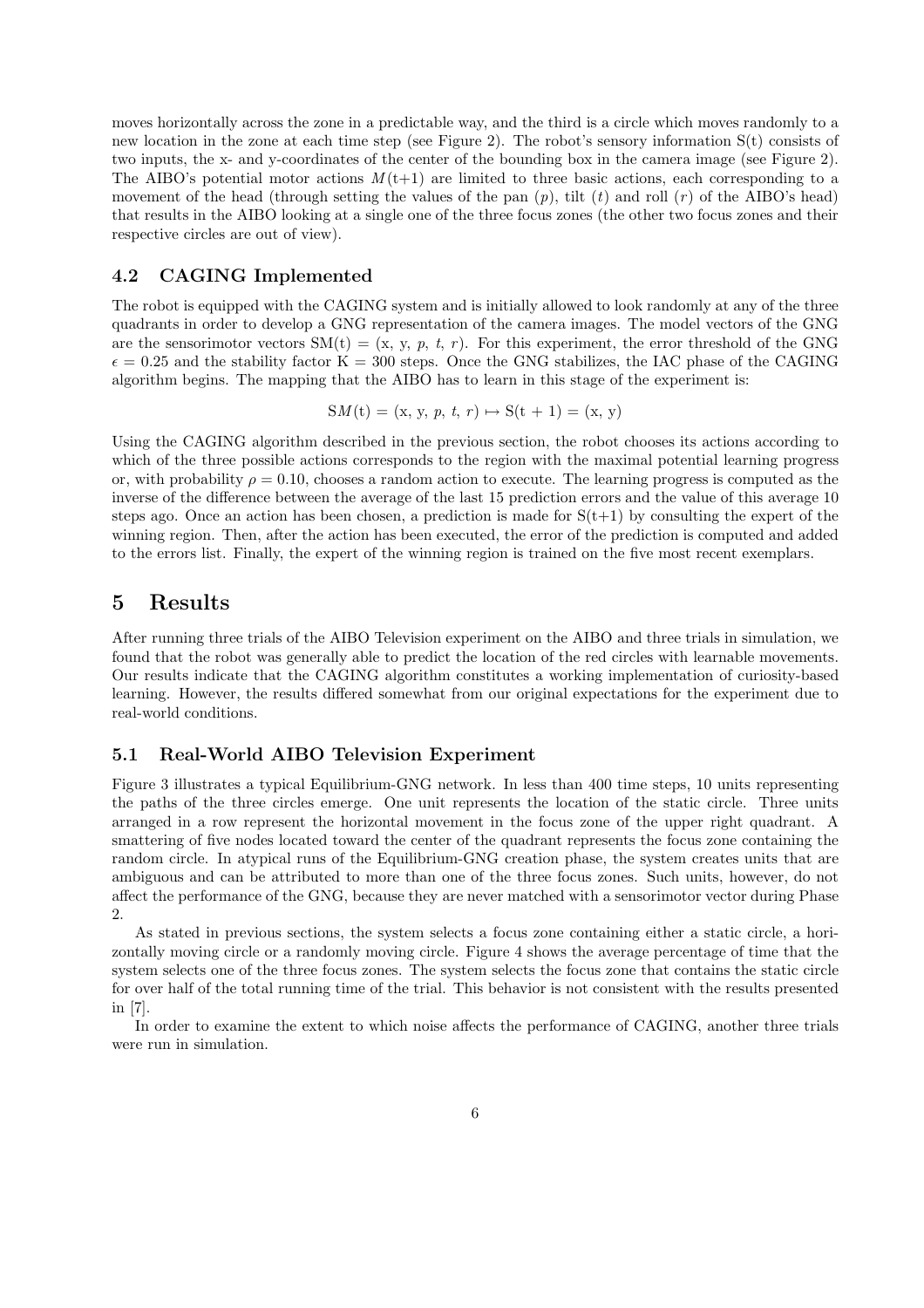moves horizontally across the zone in a predictable way, and the third is a circle which moves randomly to a new location in the zone at each time step (see Figure 2). The robot's sensory information S(t) consists of two inputs, the x- and y-coordinates of the center of the bounding box in the camera image (see Figure 2). The AIBO's potential motor actions $M$(t+1) are limited to three basic actions, each corresponding to a movement of the head (through setting the values of the pan ($p$), tilt ($t$) and roll ($r$) of the AIBO's head) that results in the AIBO looking at a single one of the three focus zones (the other two focus zones and their respective circles are out of view).

### 4.2 CAGING Implemented

The robot is equipped with the CAGING system and is initially allowed to look randomly at any of the three quadrants in order to develop a GNG representation of the camera images. The model vectors of the GNG are the sensorimotor vectors SM(t) = (x, y, $p$, $t$, $r$). For this experiment, the error threshold of the GNG $\epsilon = 0.25$ and the stability factor K = 300 steps. Once the GNG stabilizes, the IAC phase of the CAGING algorithm begins. The mapping that the AIBO has to learn in this stage of the experiment is:

$$\mathrm{S}M(\mathrm{t}) = (\mathrm{x},\ \mathrm{y},\ p,\ t,\ r) \mapsto \mathrm{S}(\mathrm{t} + 1) = (\mathrm{x},\ \mathrm{y})$$

Using the CAGING algorithm described in the previous section, the robot chooses its actions according to which of the three possible actions corresponds to the region with the maximal potential learning progress or, with probability $\rho = 0.10$, chooses a random action to execute. The learning progress is computed as the inverse of the difference between the average of the last 15 prediction errors and the value of this average 10 steps ago. Once an action has been chosen, a prediction is made for S(t+1) by consulting the expert of the winning region. Then, after the action has been executed, the error of the prediction is computed and added to the errors list. Finally, the expert of the winning region is trained on the five most recent exemplars.

## 5 Results

After running three trials of the AIBO Television experiment on the AIBO and three trials in simulation, we found that the robot was generally able to predict the location of the red circles with learnable movements. Our results indicate that the CAGING algorithm constitutes a working implementation of curiosity-based learning. However, the results differed somewhat from our original expectations for the experiment due to real-world conditions.

### 5.1 Real-World AIBO Television Experiment

Figure 3 illustrates a typical Equilibrium-GNG network. In less than 400 time steps, 10 units representing the paths of the three circles emerge. One unit represents the location of the static circle. Three units arranged in a row represent the horizontal movement in the focus zone of the upper right quadrant. A smattering of five nodes located toward the center of the quadrant represents the focus zone containing the random circle. In atypical runs of the Equilibrium-GNG creation phase, the system creates units that are ambiguous and can be attributed to more than one of the three focus zones. Such units, however, do not affect the performance of the GNG, because they are never matched with a sensorimotor vector during Phase 2.

As stated in previous sections, the system selects a focus zone containing either a static circle, a horizontally moving circle or a randomly moving circle. Figure 4 shows the average percentage of time that the system selects one of the three focus zones. The system selects the focus zone that contains the static circle for over half of the total running time of the trial. This behavior is not consistent with the results presented in [7].

In order to examine the extent to which noise affects the performance of CAGING, another three trials were run in simulation.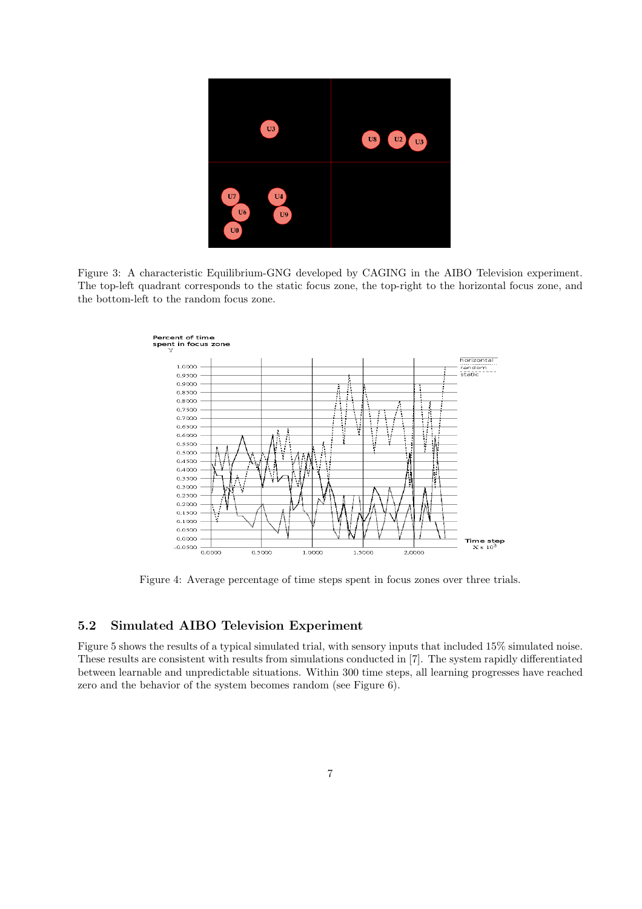Figure 3: A characteristic Equilibrium-GNG developed by CAGING in the AIBO Television experiment. The top-left quadrant corresponds to the static focus zone, the top-right to the horizontal focus zone, and the bottom-left to the random focus zone.

Figure 4: Average percentage of time steps spent in focus zones over three trials.

## 5.2 Simulated AIBO Television Experiment

Figure 5 shows the results of a typical simulated trial, with sensory inputs that included 15% simulated noise. These results are consistent with results from simulations conducted in [7]. The system rapidly differentiated between learnable and unpredictable situations. Within 300 time steps, all learning progresses have reached zero and the behavior of the system becomes random (see Figure 6).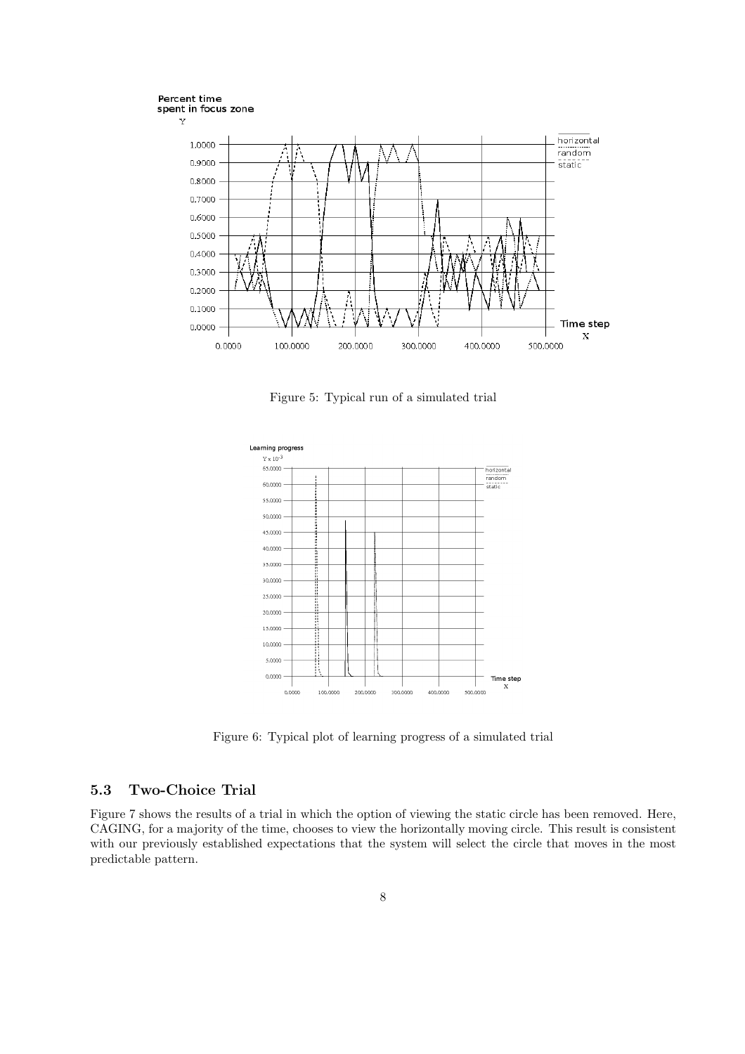Figure 5: Typical run of a simulated trial

Figure 6: Typical plot of learning progress of a simulated trial

### 5.3 Two-Choice Trial

Figure 7 shows the results of a trial in which the option of viewing the static circle has been removed. Here, CAGING, for a majority of the time, chooses to view the horizontally moving circle. This result is consistent with our previously established expectations that the system will select the circle that moves in the most predictable pattern.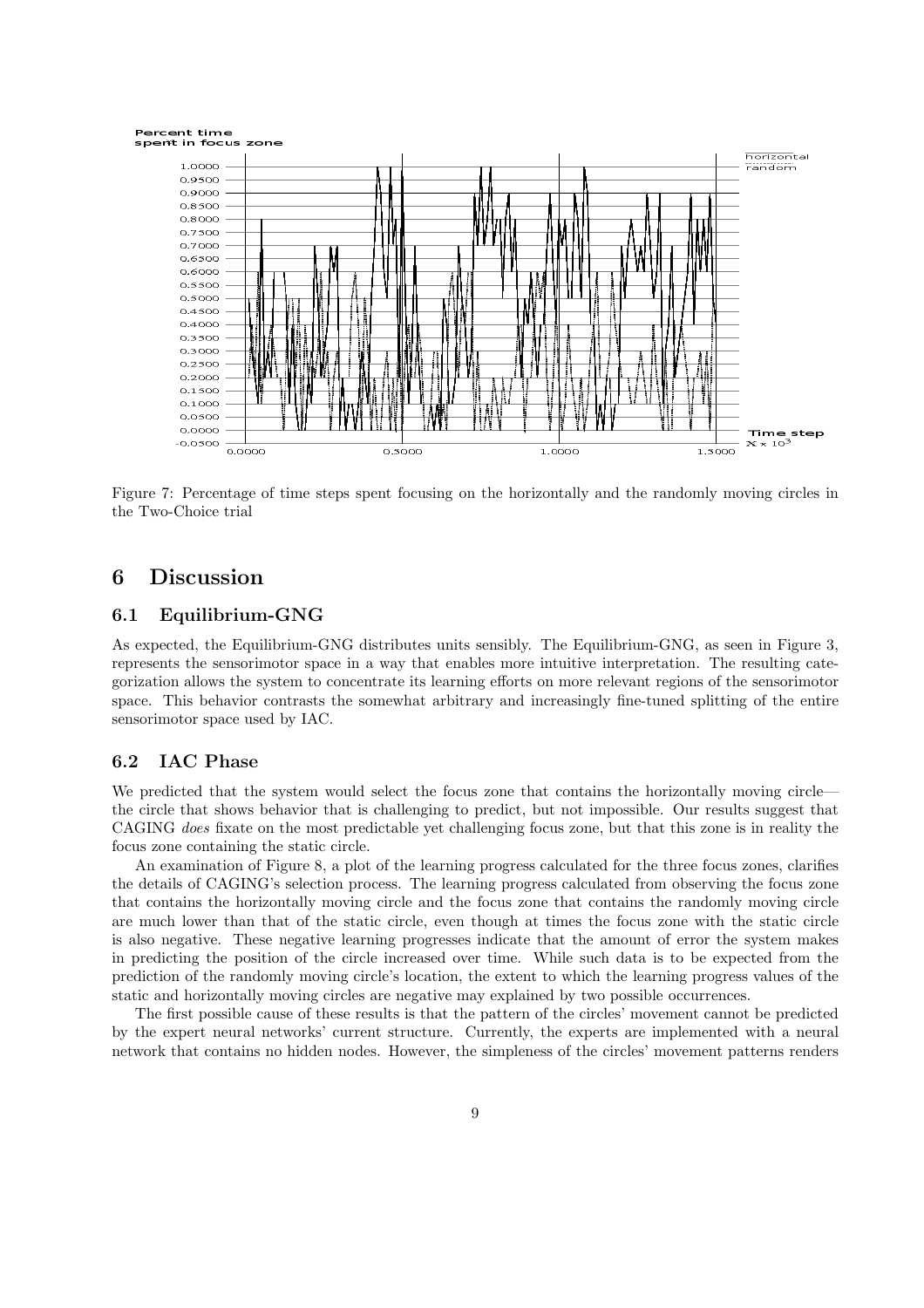Figure 7: Percentage of time steps spent focusing on the horizontally and the randomly moving circles in the Two-Choice trial

## 6 Discussion

### 6.1 Equilibrium-GNG

As expected, the Equilibrium-GNG distributes units sensibly. The Equilibrium-GNG, as seen in Figure 3, represents the sensorimotor space in a way that enables more intuitive interpretation. The resulting categorization allows the system to concentrate its learning efforts on more relevant regions of the sensorimotor space. This behavior contrasts the somewhat arbitrary and increasingly fine-tuned splitting of the entire sensorimotor space used by IAC.

### 6.2 IAC Phase

We predicted that the system would select the focus zone that contains the horizontally moving circle—the circle that shows behavior that is challenging to predict, but not impossible. Our results suggest that CAGING *does* fixate on the most predictable yet challenging focus zone, but that this zone is in reality the focus zone containing the static circle.

An examination of Figure 8, a plot of the learning progress calculated for the three focus zones, clarifies the details of CAGING's selection process. The learning progress calculated from observing the focus zone that contains the horizontally moving circle and the focus zone that contains the randomly moving circle are much lower than that of the static circle, even though at times the focus zone with the static circle is also negative. These negative learning progresses indicate that the amount of error the system makes in predicting the position of the circle increased over time. While such data is to be expected from the prediction of the randomly moving circle's location, the extent to which the learning progress values of the static and horizontally moving circles are negative may explained by two possible occurrences.

The first possible cause of these results is that the pattern of the circles' movement cannot be predicted by the expert neural networks' current structure. Currently, the experts are implemented with a neural network that contains no hidden nodes. However, the simpleness of the circles' movement patterns renders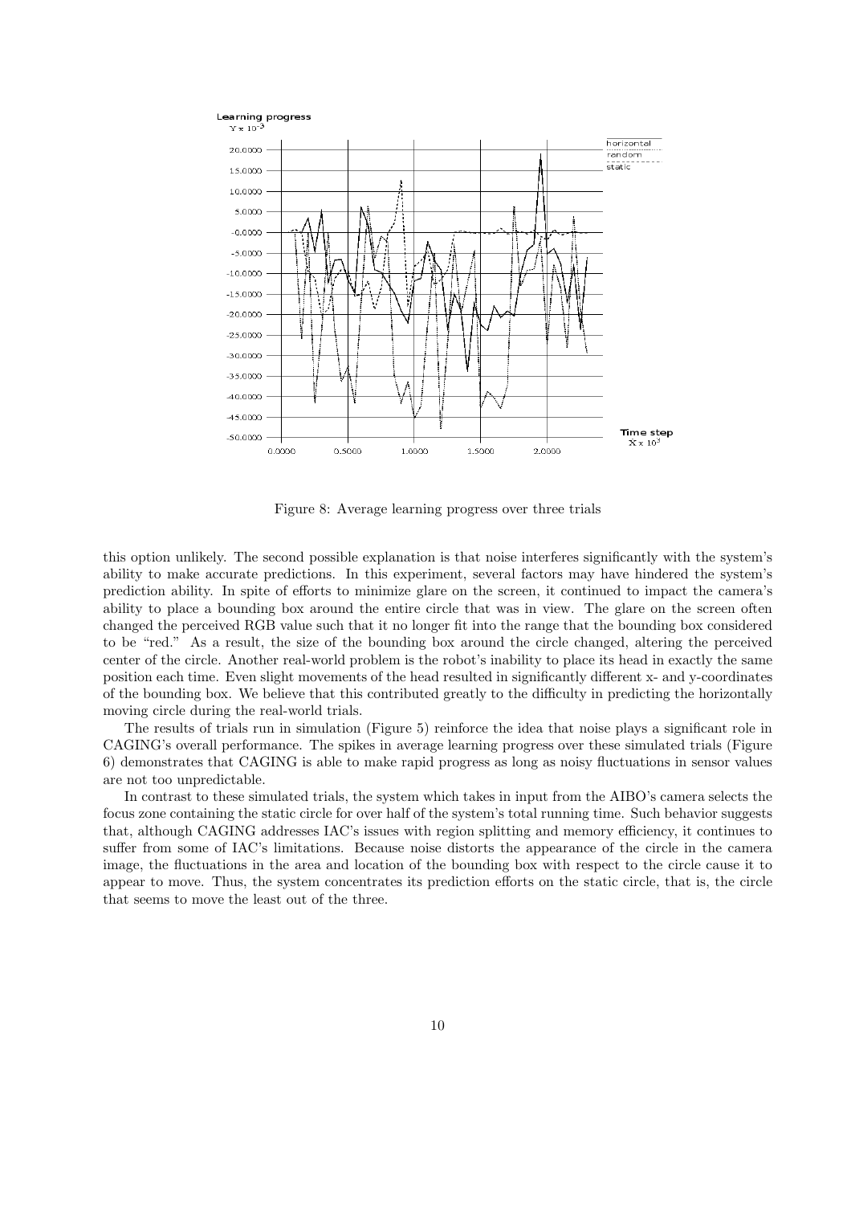Figure 8: Average learning progress over three trials

this option unlikely. The second possible explanation is that noise interferes significantly with the system's ability to make accurate predictions. In this experiment, several factors may have hindered the system's prediction ability. In spite of efforts to minimize glare on the screen, it continued to impact the camera's ability to place a bounding box around the entire circle that was in view. The glare on the screen often changed the perceived RGB value such that it no longer fit into the range that the bounding box considered to be "red." As a result, the size of the bounding box around the circle changed, altering the perceived center of the circle. Another real-world problem is the robot's inability to place its head in exactly the same position each time. Even slight movements of the head resulted in significantly different x- and y-coordinates of the bounding box. We believe that this contributed greatly to the difficulty in predicting the horizontally moving circle during the real-world trials.

The results of trials run in simulation (Figure 5) reinforce the idea that noise plays a significant role in CAGING's overall performance. The spikes in average learning progress over these simulated trials (Figure 6) demonstrates that CAGING is able to make rapid progress as long as noisy fluctuations in sensor values are not too unpredictable.

In contrast to these simulated trials, the system which takes in input from the AIBO's camera selects the focus zone containing the static circle for over half of the system's total running time. Such behavior suggests that, although CAGING addresses IAC's issues with region splitting and memory efficiency, it continues to suffer from some of IAC's limitations. Because noise distorts the appearance of the circle in the camera image, the fluctuations in the area and location of the bounding box with respect to the circle cause it to appear to move. Thus, the system concentrates its prediction efforts on the static circle, that is, the circle that seems to move the least out of the three.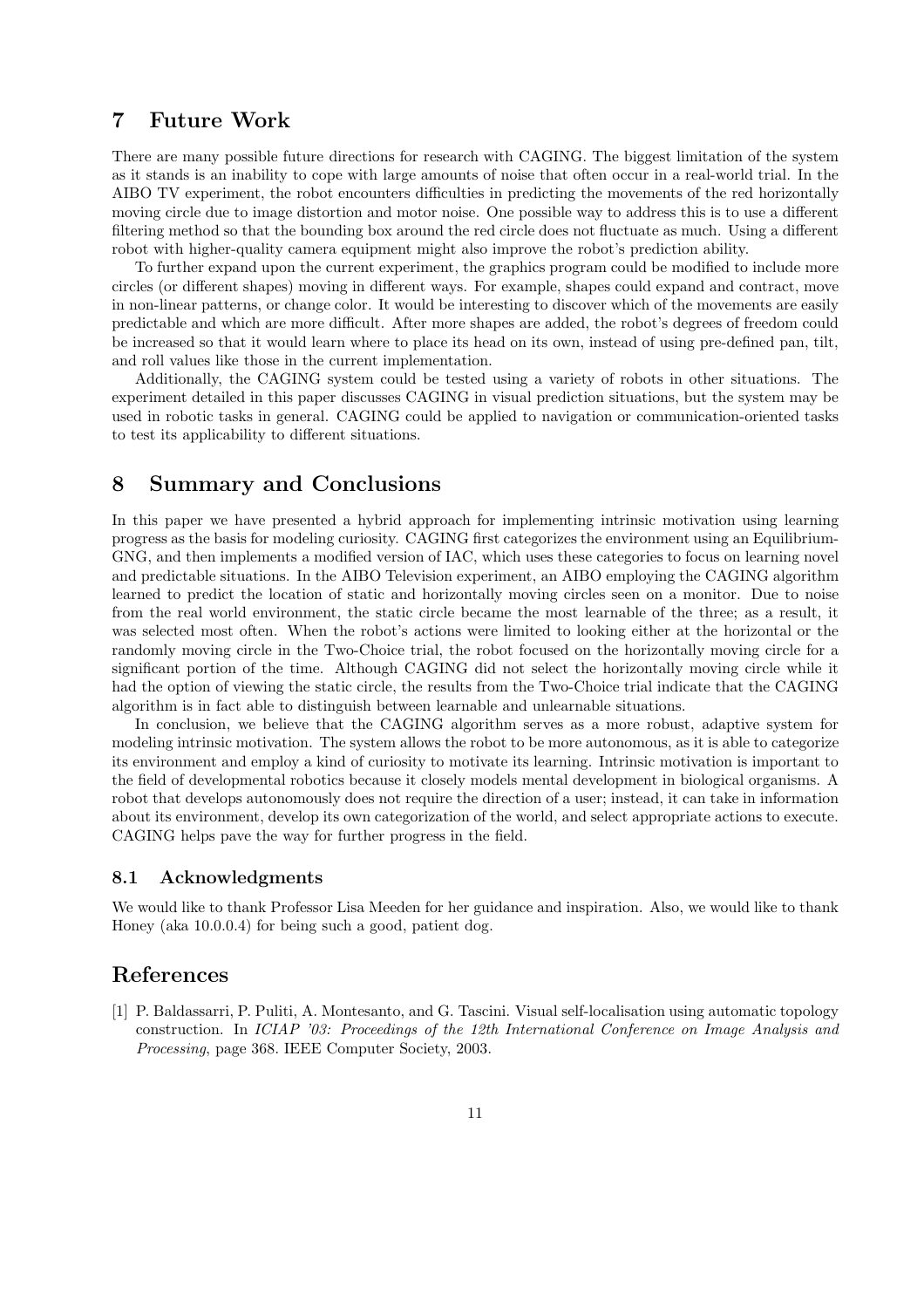## 7 Future Work

There are many possible future directions for research with CAGING. The biggest limitation of the system as it stands is an inability to cope with large amounts of noise that often occur in a real-world trial. In the AIBO TV experiment, the robot encounters difficulties in predicting the movements of the red horizontally moving circle due to image distortion and motor noise. One possible way to address this is to use a different filtering method so that the bounding box around the red circle does not fluctuate as much. Using a different robot with higher-quality camera equipment might also improve the robot's prediction ability.

To further expand upon the current experiment, the graphics program could be modified to include more circles (or different shapes) moving in different ways. For example, shapes could expand and contract, move in non-linear patterns, or change color. It would be interesting to discover which of the movements are easily predictable and which are more difficult. After more shapes are added, the robot's degrees of freedom could be increased so that it would learn where to place its head on its own, instead of using pre-defined pan, tilt, and roll values like those in the current implementation.

Additionally, the CAGING system could be tested using a variety of robots in other situations. The experiment detailed in this paper discusses CAGING in visual prediction situations, but the system may be used in robotic tasks in general. CAGING could be applied to navigation or communication-oriented tasks to test its applicability to different situations.

## 8 Summary and Conclusions

In this paper we have presented a hybrid approach for implementing intrinsic motivation using learning progress as the basis for modeling curiosity. CAGING first categorizes the environment using an Equilibrium-GNG, and then implements a modified version of IAC, which uses these categories to focus on learning novel and predictable situations. In the AIBO Television experiment, an AIBO employing the CAGING algorithm learned to predict the location of static and horizontally moving circles seen on a monitor. Due to noise from the real world environment, the static circle became the most learnable of the three; as a result, it was selected most often. When the robot's actions were limited to looking either at the horizontal or the randomly moving circle in the Two-Choice trial, the robot focused on the horizontally moving circle for a significant portion of the time. Although CAGING did not select the horizontally moving circle while it had the option of viewing the static circle, the results from the Two-Choice trial indicate that the CAGING algorithm is in fact able to distinguish between learnable and unlearnable situations.

In conclusion, we believe that the CAGING algorithm serves as a more robust, adaptive system for modeling intrinsic motivation. The system allows the robot to be more autonomous, as it is able to categorize its environment and employ a kind of curiosity to motivate its learning. Intrinsic motivation is important to the field of developmental robotics because it closely models mental development in biological organisms. A robot that develops autonomously does not require the direction of a user; instead, it can take in information about its environment, develop its own categorization of the world, and select appropriate actions to execute. CAGING helps pave the way for further progress in the field.

### 8.1 Acknowledgments

We would like to thank Professor Lisa Meeden for her guidance and inspiration. Also, we would like to thank Honey (aka 10.0.0.4) for being such a good, patient dog.

## References

[1] P. Baldassarri, P. Puliti, A. Montesanto, and G. Tascini. Visual self-localisation using automatic topology construction. In *ICIAP '03: Proceedings of the 12th International Conference on Image Analysis and Processing*, page 368. IEEE Computer Society, 2003.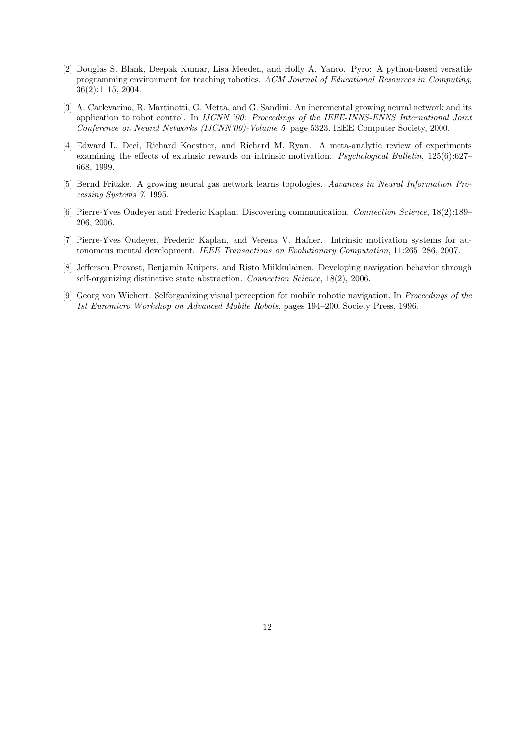[2] Douglas S. Blank, Deepak Kumar, Lisa Meeden, and Holly A. Yanco. Pyro: A python-based versatile programming environment for teaching robotics. *ACM Journal of Educational Resources in Computing*, 36(2):1–15, 2004.

[3] A. Carlevarino, R. Martinotti, G. Metta, and G. Sandini. An incremental growing neural network and its application to robot control. In *IJCNN '00: Proceedings of the IEEE-INNS-ENNS International Joint Conference on Neural Networks (IJCNN'00)-Volume 5*, page 5323. IEEE Computer Society, 2000.

[4] Edward L. Deci, Richard Koestner, and Richard M. Ryan. A meta-analytic review of experiments examining the effects of extrinsic rewards on intrinsic motivation. *Psychological Bulletin*, 125(6):627–668, 1999.

[5] Bernd Fritzke. A growing neural gas network learns topologies. *Advances in Neural Information Processing Systems 7*, 1995.

[6] Pierre-Yves Oudeyer and Frederic Kaplan. Discovering communication. *Connection Science*, 18(2):189–206, 2006.

[7] Pierre-Yves Oudeyer, Frederic Kaplan, and Verena V. Hafner. Intrinsic motivation systems for autonomous mental development. *IEEE Transactions on Evolutionary Computation*, 11:265–286, 2007.

[8] Jefferson Provost, Benjamin Kuipers, and Risto Miikkulainen. Developing navigation behavior through self-organizing distinctive state abstraction. *Connection Science*, 18(2), 2006.

[9] Georg von Wichert. Selforganizing visual perception for mobile robotic navigation. In *Proceedings of the 1st Euromicro Workshop on Advanced Mobile Robots*, pages 194–200. Society Press, 1996.